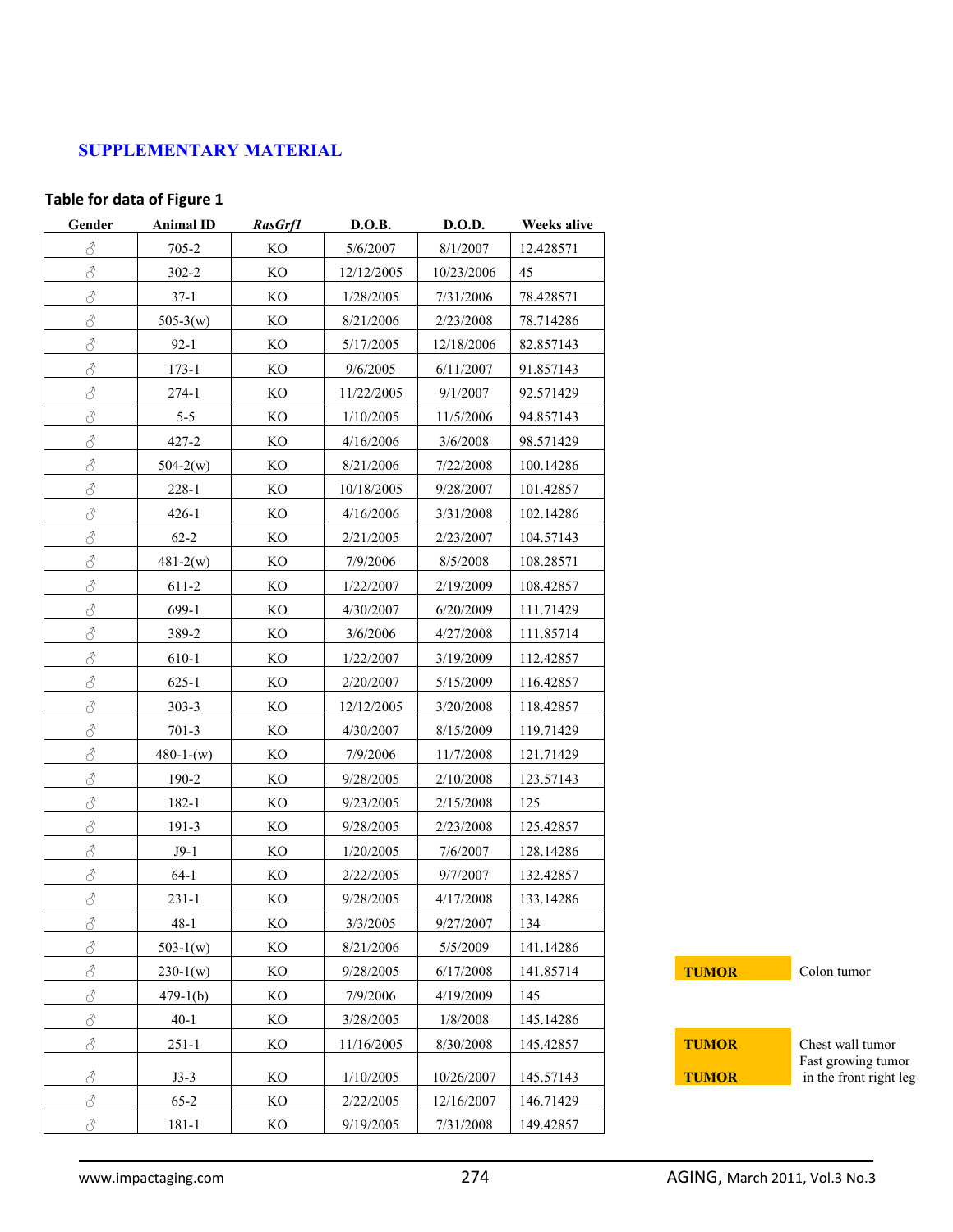## SUPPLEMENTARY MATERIAL

### Table for data of Figure 1

| Gender | Animal ID | *RasGrf1* | D.O.B. | D.O.D. | Weeks alive | | |
|---|---|---|---|---|---|---|---|
| ♂ | 705-2 | KO | 5/6/2007 | 8/1/2007 | 12.428571 | | |
| ♂ | 302-2 | KO | 12/12/2005 | 10/23/2006 | 45 | | |
| ♂ | 37-1 | KO | 1/28/2005 | 7/31/2006 | 78.428571 | | |
| ♂ | 505-3(w) | KO | 8/21/2006 | 2/23/2008 | 78.714286 | | |
| ♂ | 92-1 | KO | 5/17/2005 | 12/18/2006 | 82.857143 | | |
| ♂ | 173-1 | KO | 9/6/2005 | 6/11/2007 | 91.857143 | | |
| ♂ | 274-1 | KO | 11/22/2005 | 9/1/2007 | 92.571429 | | |
| ♂ | 5-5 | KO | 1/10/2005 | 11/5/2006 | 94.857143 | | |
| ♂ | 427-2 | KO | 4/16/2006 | 3/6/2008 | 98.571429 | | |
| ♂ | 504-2(w) | KO | 8/21/2006 | 7/22/2008 | 100.14286 | | |
| ♂ | 228-1 | KO | 10/18/2005 | 9/28/2007 | 101.42857 | | |
| ♂ | 426-1 | KO | 4/16/2006 | 3/31/2008 | 102.14286 | | |
| ♂ | 62-2 | KO | 2/21/2005 | 2/23/2007 | 104.57143 | | |
| ♂ | 481-2(w) | KO | 7/9/2006 | 8/5/2008 | 108.28571 | | |
| ♂ | 611-2 | KO | 1/22/2007 | 2/19/2009 | 108.42857 | | |
| ♂ | 699-1 | KO | 4/30/2007 | 6/20/2009 | 111.71429 | | |
| ♂ | 389-2 | KO | 3/6/2006 | 4/27/2008 | 111.85714 | | |
| ♂ | 610-1 | KO | 1/22/2007 | 3/19/2009 | 112.42857 | | |
| ♂ | 625-1 | KO | 2/20/2007 | 5/15/2009 | 116.42857 | | |
| ♂ | 303-3 | KO | 12/12/2005 | 3/20/2008 | 118.42857 | | |
| ♂ | 701-3 | KO | 4/30/2007 | 8/15/2009 | 119.71429 | | |
| ♂ | 480-1-(w) | KO | 7/9/2006 | 11/7/2008 | 121.71429 | | |
| ♂ | 190-2 | KO | 9/28/2005 | 2/10/2008 | 123.57143 | | |
| ♂ | 182-1 | KO | 9/23/2005 | 2/15/2008 | 125 | | |
| ♂ | 191-3 | KO | 9/28/2005 | 2/23/2008 | 125.42857 | | |
| ♂ | J9-1 | KO | 1/20/2005 | 7/6/2007 | 128.14286 | | |
| ♂ | 64-1 | KO | 2/22/2005 | 9/7/2007 | 132.42857 | | |
| ♂ | 231-1 | KO | 9/28/2005 | 4/17/2008 | 133.14286 | | |
| ♂ | 48-1 | KO | 3/3/2005 | 9/27/2007 | 134 | | |
| ♂ | 503-1(w) | KO | 8/21/2006 | 5/5/2009 | 141.14286 | | |
| ♂ | 230-1(w) | KO | 9/28/2005 | 6/17/2008 | 141.85714 | **TUMOR** | Colon tumor |
| ♂ | 479-1(b) | KO | 7/9/2006 | 4/19/2009 | 145 | | |
| ♂ | 40-1 | KO | 3/28/2005 | 1/8/2008 | 145.14286 | | |
| ♂ | 251-1 | KO | 11/16/2005 | 8/30/2008 | 145.42857 | **TUMOR** | Chest wall tumor |
| ♂ | J3-3 | KO | 1/10/2005 | 10/26/2007 | 145.57143 | **TUMOR** | Fast growing tumor in the front right leg |
| ♂ | 65-2 | KO | 2/22/2005 | 12/16/2007 | 146.71429 | | |
| ♂ | 181-1 | KO | 9/19/2005 | 7/31/2008 | 149.42857 | | |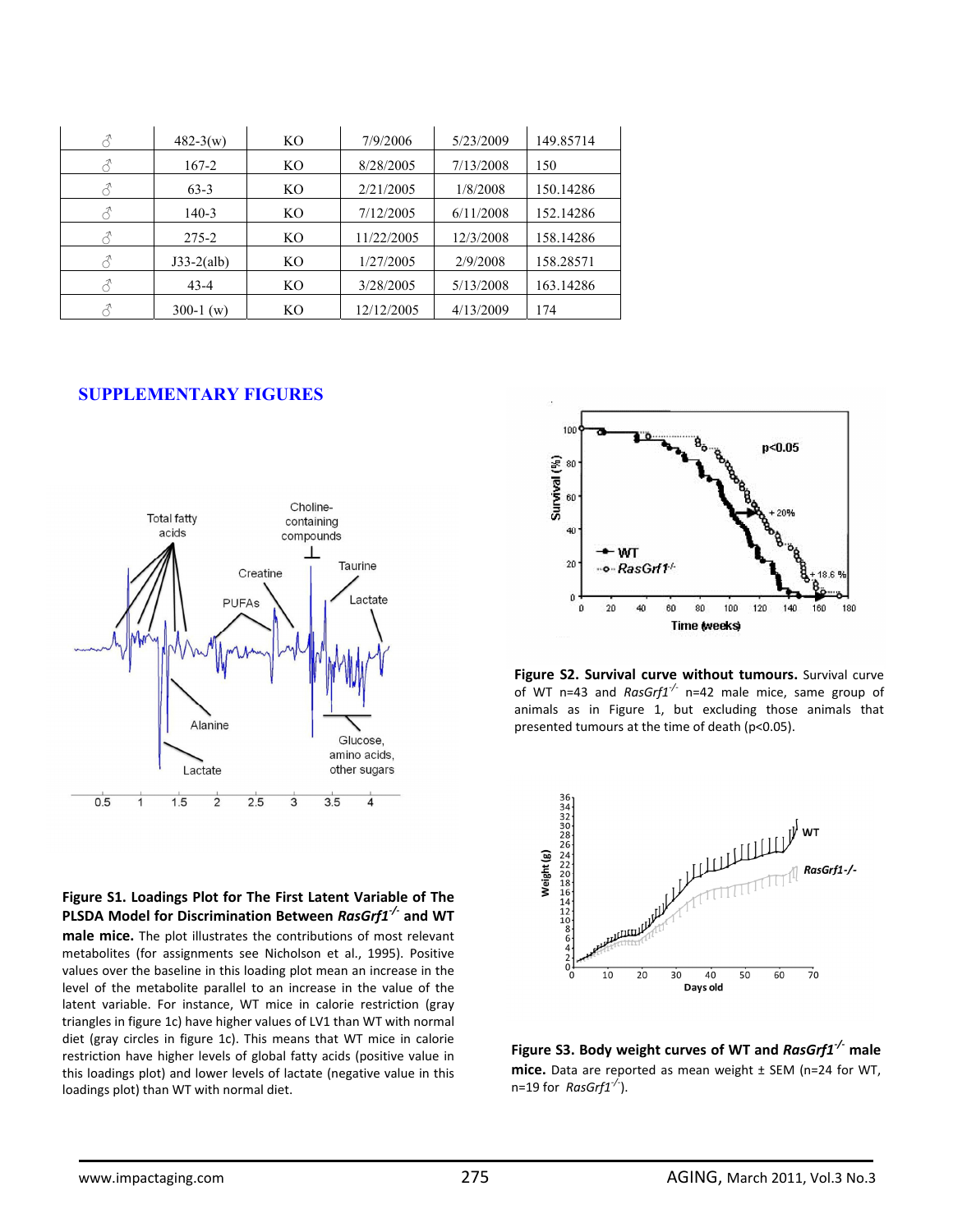| | | | | | |
|---|---|---|---|---|---|
| ♂ | 482-3(w) | KO | 7/9/2006 | 5/23/2009 | 149.85714 |
| ♂ | 167-2 | KO | 8/28/2005 | 7/13/2008 | 150 |
| ♂ | 63-3 | KO | 2/21/2005 | 1/8/2008 | 150.14286 |
| ♂ | 140-3 | KO | 7/12/2005 | 6/11/2008 | 152.14286 |
| ♂ | 275-2 | KO | 11/22/2005 | 12/3/2008 | 158.14286 |
| ♂ | J33-2(alb) | KO | 1/27/2005 | 2/9/2008 | 158.28571 |
| ♂ | 43-4 | KO | 3/28/2005 | 5/13/2008 | 163.14286 |
| ♂ | 300-1 (w) | KO | 12/12/2005 | 4/13/2009 | 174 |

## SUPPLEMENTARY FIGURES

Total fatty acids

Choline-containing compounds

Creatine

Taurine

PUFAs

Lactate

Alanine

Lactate

Glucose, amino acids, other sugars

0.5 1 1.5 2 2.5 3 3.5 4

**Figure S1. Loadings Plot for The First Latent Variable of The PLSDA Model for Discrimination Between *RasGrf1*$^{-/-}$ and WT male mice.** The plot illustrates the contributions of most relevant metabolites (for assignments see Nicholson et al., 1995). Positive values over the baseline in this loading plot mean an increase in the level of the metabolite parallel to an increase in the value of the latent variable. For instance, WT mice in calorie restriction (gray triangles in figure 1c) have higher values of LV1 than WT with normal diet (gray circles in figure 1c). This means that WT mice in calorie restriction have higher levels of global fatty acids (positive value in this loadings plot) and lower levels of lactate (negative value in this loadings plot) than WT with normal diet.

Survival (%)

100 80 60 40 20 0

p<0.05

+ 20%

WT

*RasGrf1*$^{-/-}$

+ 18.6 %

0 20 40 60 80 100 120 140 160 180

Time (weeks)

**Figure S2. Survival curve without tumours.** Survival curve of WT n=43 and *RasGrf1*$^{-/-}$ n=42 male mice, same group of animals as in Figure 1, but excluding those animals that presented tumours at the time of death (p<0.05).

Weight (g)

36 34 32 30 28 26 24 22 20 18 16 14 12 10 8 6 4 2 0

WT

RasGrf1-/-

0 10 20 30 40 50 60 70

Days old

**Figure S3. Body weight curves of WT and *RasGrf1*$^{-/-}$ male mice.** Data are reported as mean weight ± SEM (n=24 for WT, n=19 for *RasGrf1*$^{-/-}$).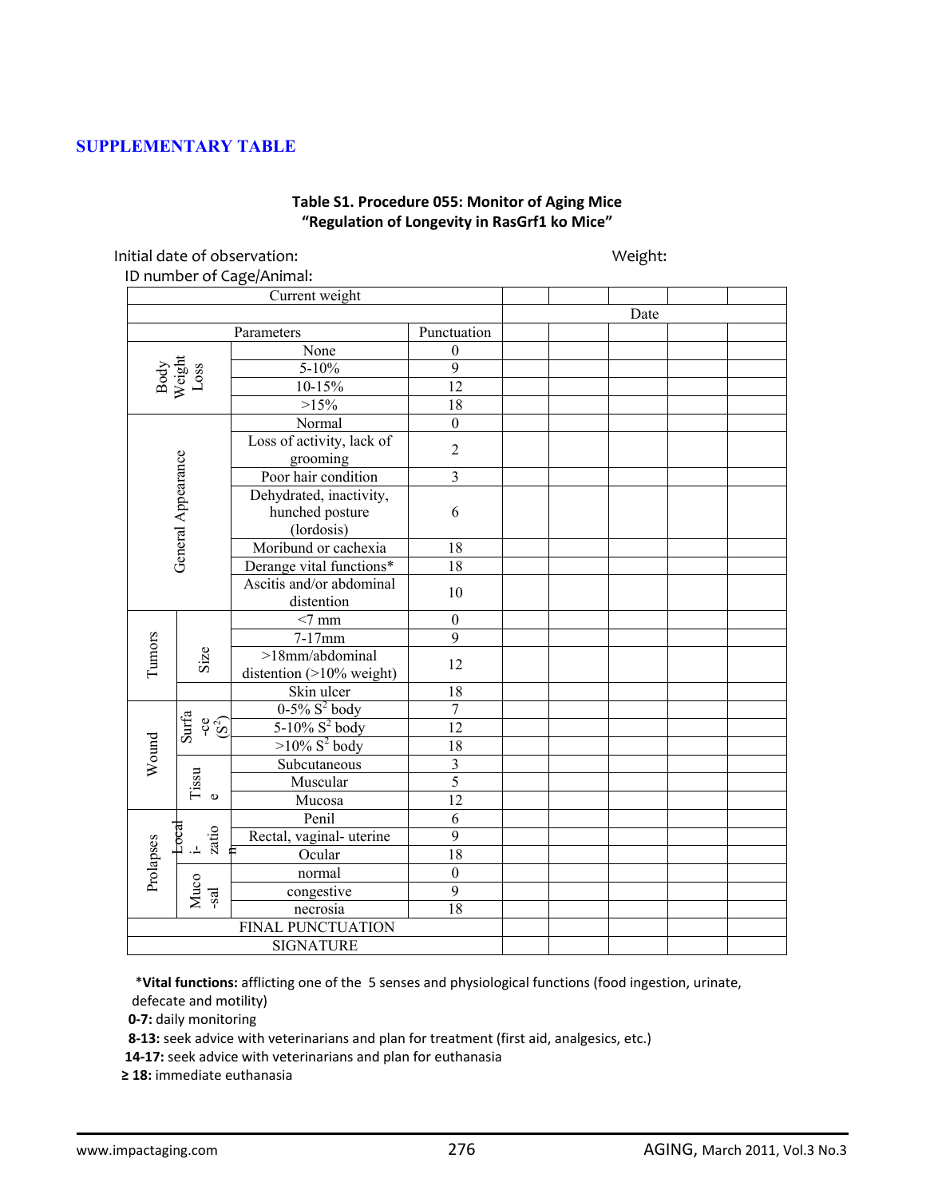## SUPPLEMENTARY TABLE

**Table S1. Procedure 055: Monitor of Aging Mice "Regulation of Longevity in RasGrf1 ko Mice"**

Initial date of observation: Weight:

ID number of Cage/Animal:

| | | | | | | | | |
|---|---|---|---|---|---|---|---|---|
| Current weight | | | | | | | | |
| | | | | Date | | | | |
| Parameters | | | Punctuation | | | | | |
| Body Weight Loss | | None | 0 | | | | | |
| | | 5-10% | 9 | | | | | |
| | | 10-15% | 12 | | | | | |
| | | >15% | 18 | | | | | |
| General Appearance | | Normal | 0 | | | | | |
| | | Loss of activity, lack of grooming | 2 | | | | | |
| | | Poor hair condition | 3 | | | | | |
| | | Dehydrated, inactivity, hunched posture (lordosis) | 6 | | | | | |
| | | Moribund or cachexia | 18 | | | | | |
| | | Derange vital functions* | 18 | | | | | |
| | | Ascitis and/or abdominal distention | 10 | | | | | |
| Tumors | Size | <7 mm | 0 | | | | | |
| | | 7-17mm | 9 | | | | | |
| | | >18mm/abdominal distention (>10% weight) | 12 | | | | | |
| | | Skin ulcer | 18 | | | | | |
| Wound | Surface ($S^2$) | 0-5% $S^2$ body | 7 | | | | | |
| | | 5-10% $S^2$ body | 12 | | | | | |
| | | >10% $S^2$ body | 18 | | | | | |
| | Tissue | Subcutaneous | 3 | | | | | |
| | | Muscular | 5 | | | | | |
| | | Mucosa | 12 | | | | | |
| Prolapses | Localization | Penil | 6 | | | | | |
| | | Rectal, vaginal- uterine | 9 | | | | | |
| | | Ocular | 18 | | | | | |
| | Mucosal | normal | 0 | | | | | |
| | | congestive | 9 | | | | | |
| | | necrosia | 18 | | | | | |
| FINAL PUNCTUATION | | | | | | | | |
| SIGNATURE | | | | | | | | |

***Vital functions:** afflicting one of the 5 senses and physiological functions (food ingestion, urinate, defecate and motility)

**0-7:** daily monitoring

**8-13:** seek advice with veterinarians and plan for treatment (first aid, analgesics, etc.)

**14-17:** seek advice with veterinarians and plan for euthanasia

**≥ 18:** immediate euthanasia